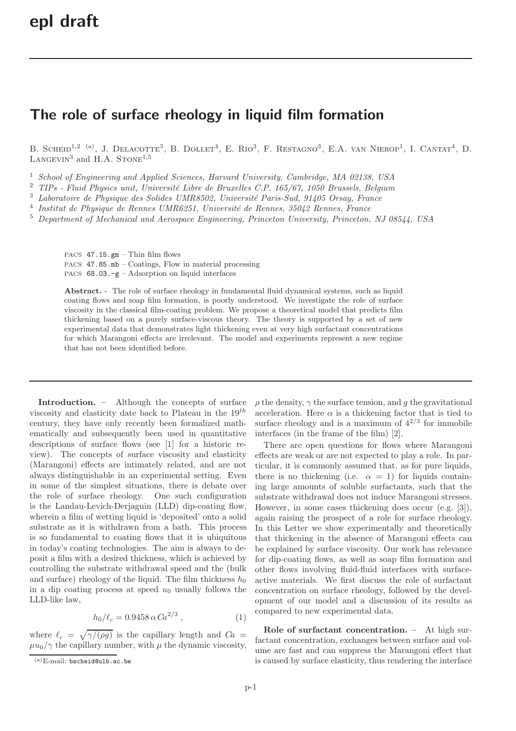# The role of surface rheology in liquid film formation

B. Scheid[1,2 (a)], J. Delacotte[3], B. Dollet[4], E. Rio[3], F. Restagno[3], E.A. van Nierop[1], I. Cantat[4], D. Langevin[3] and H.A. Stone[1,5]

[1] *School of Engineering and Applied Sciences, Harvard University, Cambridge, MA 02138, USA*
[2] *TIPs - Fluid Physics unit, Université Libre de Bruxelles C.P. 165/67, 1050 Brussels, Belgium*
[3] *Laboratoire de Physique des Solides UMR8502, Université Paris-Sud, 91405 Orsay, France*
[4] *Institut de Physique de Rennes UMR6251, Université de Rennes, 35042 Rennes, France*
[5] *Department of Mechanical and Aerospace Engineering, Princeton University, Princeton, NJ 08544, USA*

PACS 47.15.gm – Thin film flows
PACS 47.85.mb – Coatings, Flow in material processing
PACS 68.03.-g – Adsorption on liquid interfaces

**Abstract.** - The role of surface rheology in fundamental fluid dynamical systems, such as liquid coating flows and soap film formation, is poorly understood. We investigate the role of surface viscosity in the classical film-coating problem. We propose a theoretical model that predicts film thickening based on a purely surface-viscous theory. The theory is supported by a set of new experimental data that demonstrates light thickening even at very high surfactant concentrations for which Marangoni effects are irrelevant. The model and experiments represent a new regime that has not been identified before.

**Introduction.** – Although the concepts of surface viscosity and elasticity date back to Plateau in the $19^{th}$ century, they have only recently been formalized mathematically and subsequently been used in quantitative descriptions of surface flows (see [1] for a historic review). The concepts of surface viscosity and elasticity (Marangoni) effects are intimately related, and are not always distinguishable in an experimental setting. Even in some of the simplest situations, there is debate over the role of surface rheology. One such configuration is the Landau-Levich-Derjaguin (LLD) dip-coating flow, wherein a film of wetting liquid is 'deposited' onto a solid substrate as it is withdrawn from a bath. This process is so fundamental to coating flows that it is ubiquitous in today's coating technologies. The aim is always to deposit a film with a desired thickness, which is achieved by controlling the substrate withdrawal speed and the (bulk and surface) rheology of the liquid. The film thickness $h_0$ in a dip coating process at speed $u_0$ usually follows the LLD-like law,

$$h_0/\ell_c = 0.9458\,\alpha\,Ca^{2/3}\,, \tag{1}$$

where $\ell_c = \sqrt{\gamma/(\rho g)}$ is the capillary length and $Ca = \mu u_0/\gamma$ the capillary number, with $\mu$ the dynamic viscosity, $\rho$ the density, $\gamma$ the surface tension, and $g$ the gravitational acceleration. Here $\alpha$ is a thickening factor that is tied to surface rheology and is a maximum of $4^{2/3}$ for immobile interfaces (in the frame of the film) [2].

There are open questions for flows where Marangoni effects are weak or are not expected to play a role. In particular, it is commonly assumed that, as for pure liquids, there is no thickening (i.e. $\alpha = 1$) for liquids containing large amounts of soluble surfactants, such that the substrate withdrawal does not induce Marangoni stresses. However, in some cases thickening does occur (e.g. [3]), again raising the prospect of a role for surface rheology. In this Letter we show experimentally and theoretically that thickening in the absence of Marangoni effects can be explained by surface viscosity. Our work has relevance for dip-coating flows, as well as soap film formation and other flows involving fluid-fluid interfaces with surface-active materials. We first discuss the role of surfactant concentration on surface rheology, followed by the development of our model and a discussion of its results as compared to new experimental data.

**Role of surfactant concentration.** – At high surfactant concentration, exchanges between surface and volume are fast and can suppress the Marangoni effect that is caused by surface elasticity, thus rendering the interface

(a) E-mail: bscheid@ulb.ac.be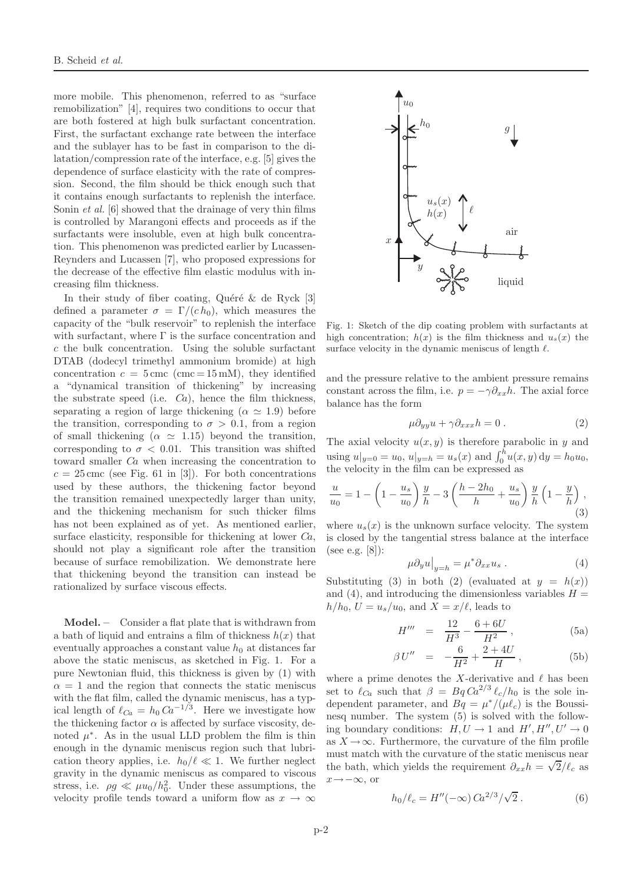more mobile. This phenomenon, referred to as "surface remobilization" [4], requires two conditions to occur that are both fostered at high bulk surfactant concentration. First, the surfactant exchange rate between the interface and the sublayer has to be fast in comparison to the dilatation/compression rate of the interface, e.g. [5] gives the dependence of surface elasticity with the rate of compression. Second, the film should be thick enough such that it contains enough surfactants to replenish the interface. Sonin *et al.* [6] showed that the drainage of very thin films is controlled by Marangoni effects and proceeds as if the surfactants were insoluble, even at high bulk concentration. This phenomenon was predicted earlier by Lucassen-Reynders and Lucassen [7], who proposed expressions for the decrease of the effective film elastic modulus with increasing film thickness.

In their study of fiber coating, Quéré & de Ryck [3] defined a parameter $\sigma = \Gamma/(c\,h_0)$, which measures the capacity of the "bulk reservoir" to replenish the interface with surfactant, where $\Gamma$ is the surface concentration and $c$ the bulk concentration. Using the soluble surfactant DTAB (dodecyl trimethyl ammonium bromide) at high concentration $c = 5\,\mathrm{cmc}$ (cmc = 15 mM), they identified a "dynamical transition of thickening" by increasing the substrate speed (i.e. $Ca$), hence the film thickness, separating a region of large thickening ($\alpha \simeq 1.9$) before the transition, corresponding to $\sigma > 0.1$, from a region of small thickening ($\alpha \simeq 1.15$) beyond the transition, corresponding to $\sigma < 0.01$. This transition was shifted toward smaller $Ca$ when increasing the concentration to $c = 25\,\mathrm{cmc}$ (see Fig. 61 in [3]). For both concentrations used by these authors, the thickening factor beyond the transition remained unexpectedly larger than unity, and the thickening mechanism for such thicker films has not been explained as of yet. As mentioned earlier, surface elasticity, responsible for thickening at lower $Ca$, should not play a significant role after the transition because of surface remobilization. We demonstrate here that thickening beyond the transition can instead be rationalized by surface viscous effects.

**Model.** – Consider a flat plate that is withdrawn from a bath of liquid and entrains a film of thickness $h(x)$ that eventually approaches a constant value $h_0$ at distances far above the static meniscus, as sketched in Fig. 1. For a pure Newtonian fluid, this thickness is given by (1) with $\alpha = 1$ and the region that connects the static meniscus with the flat film, called the dynamic meniscus, has a typical length of $\ell_{Ca} = h_0\,Ca^{-1/3}$. Here we investigate how the thickening factor $\alpha$ is affected by surface viscosity, denoted $\mu^*$. As in the usual LLD problem the film is thin enough in the dynamic meniscus region such that lubrication theory applies, i.e. $h_0/\ell \ll 1$. We further neglect gravity in the dynamic meniscus as compared to viscous stress, i.e. $\rho g \ll \mu u_0/h_0^2$. Under these assumptions, the velocity profile tends toward a uniform flow as $x \to \infty$ and the pressure relative to the ambient pressure remains constant across the film, i.e. $p = -\gamma\partial_{xx}h$. The axial force balance has the form

Fig. 1: Sketch of the dip coating problem with surfactants at high concentration; $h(x)$ is the film thickness and $u_s(x)$ the surface velocity in the dynamic meniscus of length $\ell$.

$$\mu\partial_{yy}u + \gamma\partial_{xxx}h = 0\,. \tag{2}$$

The axial velocity $u(x,y)$ is therefore parabolic in $y$ and using $u|_{y=0} = u_0$, $u|_{y=h} = u_s(x)$ and $\int_0^h u(x,y)\,\mathrm{d}y = h_0 u_0$, the velocity in the film can be expressed as

$$\frac{u}{u_0} = 1 - \left(1 - \frac{u_s}{u_0}\right)\frac{y}{h} - 3\left(\frac{h-2h_0}{h} + \frac{u_s}{u_0}\right)\frac{y}{h}\left(1 - \frac{y}{h}\right)\,, \tag{3}$$

where $u_s(x)$ is the unknown surface velocity. The system is closed by the tangential stress balance at the interface (see e.g. [8]):

$$\mu\partial_y u\big|_{y=h} = \mu^*\partial_{xx}u_s\,. \tag{4}$$

Substituting (3) in both (2) (evaluated at $y = h(x)$) and (4), and introducing the dimensionless variables $H = h/h_0$, $U = u_s/u_0$, and $X = x/\ell$, leads to

$$H''' = \frac{12}{H^3} - \frac{6+6U}{H^2}\,, \tag{5a}$$

$$\beta\,U'' = -\frac{6}{H^2} + \frac{2+4U}{H}\,, \tag{5b}$$

where a prime denotes the $X$-derivative and $\ell$ has been set to $\ell_{Ca}$ such that $\beta = Bq\,Ca^{2/3}\,\ell_c/h_0$ is the sole independent parameter, and $Bq = \mu^*/(\mu\ell_c)$ is the Boussinesq number. The system (5) is solved with the following boundary conditions: $H, U \to 1$ and $H', H'', U' \to 0$ as $X \to \infty$. Furthermore, the curvature of the film profile must match with the curvature of the static meniscus near the bath, which yields the requirement $\partial_{xx}h = \sqrt{2}/\ell_c$ as $x \to -\infty$, or

$$h_0/\ell_c = H''(-\infty)\,Ca^{2/3}/\sqrt{2}\,. \tag{6}$$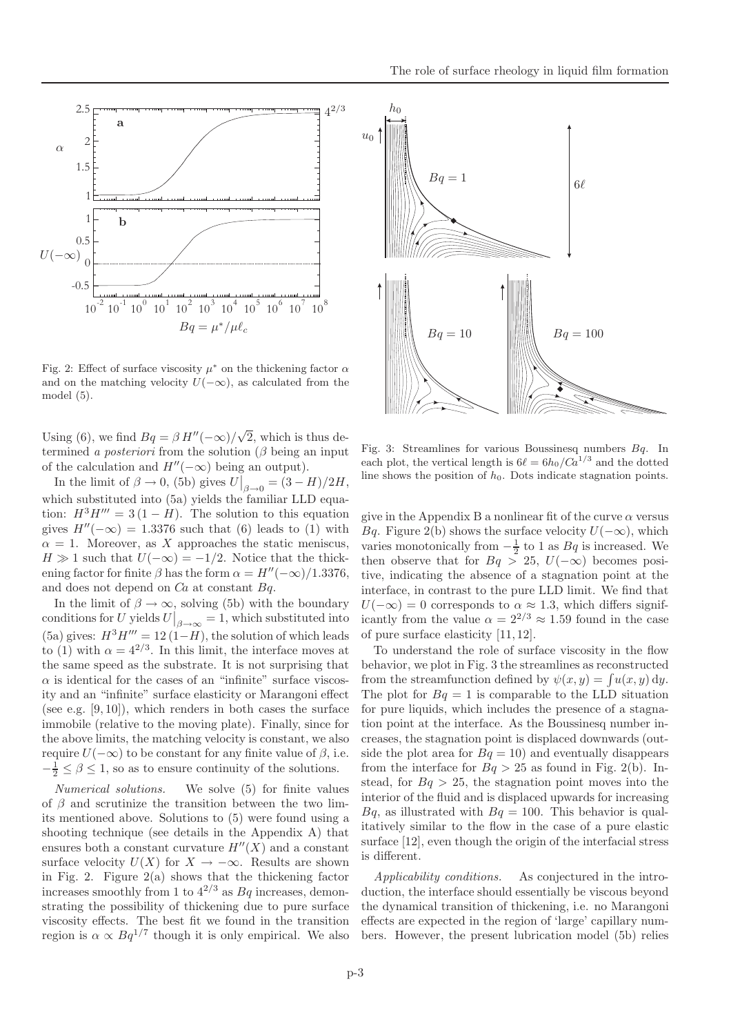Fig. 2: Effect of surface viscosity $\mu^*$ on the thickening factor $\alpha$ and on the matching velocity $U(-\infty)$, as calculated from the model (5).

Fig. 3: Streamlines for various Boussinesq numbers $Bq$. In each plot, the vertical length is $6\ell = 6h_0/Ca^{1/3}$ and the dotted line shows the position of $h_0$. Dots indicate stagnation points.

Using (6), we find $Bq = \beta\, H''(-\infty)/\sqrt{2}$, which is thus determined *a posteriori* from the solution ($\beta$ being an input of the calculation and $H''(-\infty)$ being an output).

In the limit of $\beta \to 0$, (5b) gives $U\big|_{\beta\to 0} = (3 - H)/2H$, which substituted into (5a) yields the familiar LLD equation: $H^3 H''' = 3\,(1 - H)$. The solution to this equation gives $H''(-\infty) = 1.3376$ such that (6) leads to (1) with $\alpha = 1$. Moreover, as $X$ approaches the static meniscus, $H \gg 1$ such that $U(-\infty) = -1/2$. Notice that the thickening factor for finite $\beta$ has the form $\alpha = H''(-\infty)/1.3376$, and does not depend on $Ca$ at constant $Bq$.

In the limit of $\beta \to \infty$, solving (5b) with the boundary conditions for $U$ yields $U\big|_{\beta\to\infty} = 1$, which substituted into (5a) gives: $H^3 H''' = 12\,(1-H)$, the solution of which leads to (1) with $\alpha = 4^{2/3}$. In this limit, the interface moves at the same speed as the substrate. It is not surprising that $\alpha$ is identical for the cases of an "infinite" surface viscosity and an "infinite" surface elasticity or Marangoni effect (see e.g. [9, 10]), which renders in both cases the surface immobile (relative to the moving plate). Finally, since for the above limits, the matching velocity is constant, we also require $U(-\infty)$ to be constant for any finite value of $\beta$, i.e. $-\frac{1}{2} \leq \beta \leq 1$, so as to ensure continuity of the solutions.

*Numerical solutions.* We solve (5) for finite values of $\beta$ and scrutinize the transition between the two limits mentioned above. Solutions to (5) were found using a shooting technique (see details in the Appendix A) that ensures both a constant curvature $H''(X)$ and a constant surface velocity $U(X)$ for $X \to -\infty$. Results are shown in Fig. 2. Figure 2(a) shows that the thickening factor increases smoothly from 1 to $4^{2/3}$ as $Bq$ increases, demonstrating the possibility of thickening due to pure surface viscosity effects. The best fit we found in the transition region is $\alpha \propto Bq^{1/7}$ though it is only empirical. We also give in the Appendix B a nonlinear fit of the curve $\alpha$ versus $Bq$. Figure 2(b) shows the surface velocity $U(-\infty)$, which varies monotonically from $-\frac{1}{2}$ to 1 as $Bq$ is increased. We then observe that for $Bq > 25$, $U(-\infty)$ becomes positive, indicating the absence of a stagnation point at the interface, in contrast to the pure LLD limit. We find that $U(-\infty) = 0$ corresponds to $\alpha \approx 1.3$, which differs significantly from the value $\alpha = 2^{2/3} \approx 1.59$ found in the case of pure surface elasticity [11, 12].

To understand the role of surface viscosity in the flow behavior, we plot in Fig. 3 the streamlines as reconstructed from the streamfunction defined by $\psi(x, y) = \int u(x, y)\, \mathrm{d}y$. The plot for $Bq = 1$ is comparable to the LLD situation for pure liquids, which includes the presence of a stagnation point at the interface. As the Boussinesq number increases, the stagnation point is displaced downwards (outside the plot area for $Bq = 10$) and eventually disappears from the interface for $Bq > 25$ as found in Fig. 2(b). Instead, for $Bq > 25$, the stagnation point moves into the interior of the fluid and is displaced upwards for increasing $Bq$, as illustrated with $Bq = 100$. This behavior is qualitatively similar to the flow in the case of a pure elastic surface [12], even though the origin of the interfacial stress is different.

*Applicability conditions.* As conjectured in the introduction, the interface should essentially be viscous beyond the dynamical transition of thickening, i.e. no Marangoni effects are expected in the region of 'large' capillary numbers. However, the present lubrication model (5b) relies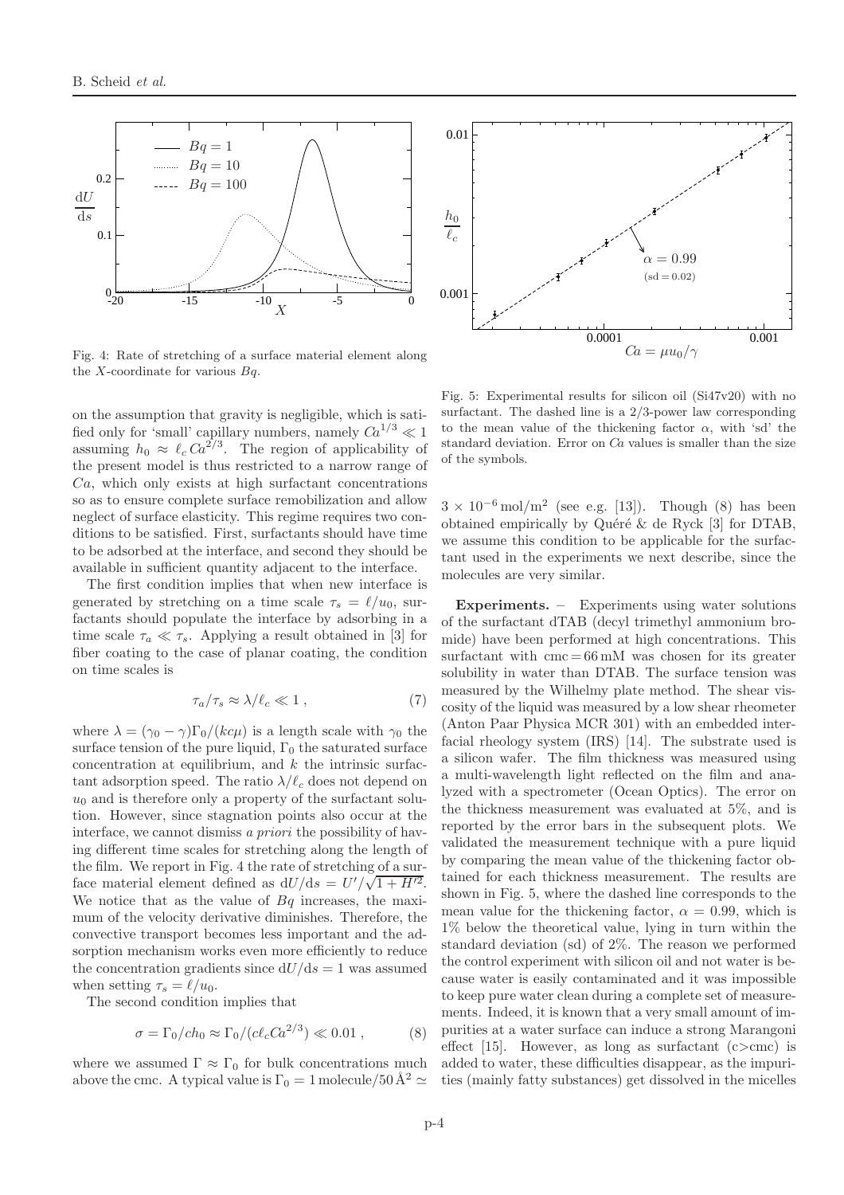Fig. 4: Rate of stretching of a surface material element along the $X$-coordinate for various $Bq$.

Fig. 5: Experimental results for silicon oil (Si47v20) with no surfactant. The dashed line is a 2/3-power law corresponding to the mean value of the thickening factor $\alpha$, with 'sd' the standard deviation. Error on $Ca$ values is smaller than the size of the symbols.

on the assumption that gravity is negligible, which is satified only for 'small' capillary numbers, namely $Ca^{1/3} \ll 1$ assuming $h_0 \approx \ell_c \, Ca^{2/3}$. The region of applicability of the present model is thus restricted to a narrow range of $Ca$, which only exists at high surfactant concentrations so as to ensure complete surface remobilization and allow neglect of surface elasticity. This regime requires two conditions to be satisfied. First, surfactants should have time to be adsorbed at the interface, and second they should be available in sufficient quantity adjacent to the interface.

The first condition implies that when new interface is generated by stretching on a time scale $\tau_s = \ell/u_0$, surfactants should populate the interface by adsorbing in a time scale $\tau_a \ll \tau_s$. Applying a result obtained in [3] for fiber coating to the case of planar coating, the condition on time scales is

$$\tau_a/\tau_s \approx \lambda/\ell_c \ll 1 \,, \tag{7}$$

where $\lambda = (\gamma_0 - \gamma)\Gamma_0/(kc\mu)$ is a length scale with $\gamma_0$ the surface tension of the pure liquid, $\Gamma_0$ the saturated surface concentration at equilibrium, and $k$ the intrinsic surfactant adsorption speed. The ratio $\lambda/\ell_c$ does not depend on $u_0$ and is therefore only a property of the surfactant solution. However, since stagnation points also occur at the interface, we cannot dismiss *a priori* the possibility of having different time scales for stretching along the length of the film. We report in Fig. 4 the rate of stretching of a surface material element defined as $\mathrm{d}U/\mathrm{d}s = U'/\sqrt{1+H'^2}$. We notice that as the value of $Bq$ increases, the maximum of the velocity derivative diminishes. Therefore, the convective transport becomes less important and the adsorption mechanism works even more efficiently to reduce the concentration gradients since $\mathrm{d}U/\mathrm{d}s = 1$ was assumed when setting $\tau_s = \ell/u_0$.

The second condition implies that

$$\sigma = \Gamma_0/ch_0 \approx \Gamma_0/(c\ell_c Ca^{2/3}) \ll 0.01 \,, \tag{8}$$

where we assumed $\Gamma \approx \Gamma_0$ for bulk concentrations much above the cmc. A typical value is $\Gamma_0 = 1\,\text{molecule}/50\,\text{Å}^2 \simeq 3\times10^{-6}\,\text{mol/m}^2$ (see e.g. [13]). Though (8) has been obtained empirically by Quéré & de Ryck [3] for DTAB, we assume this condition to be applicable for the surfactant used in the experiments we next describe, since the molecules are very similar.

**Experiments.** – Experiments using water solutions of the surfactant dTAB (decyl trimethyl ammonium bromide) have been performed at high concentrations. This surfactant with cmc = 66 mM was chosen for its greater solubility in water than DTAB. The surface tension was measured by the Wilhelmy plate method. The shear viscosity of the liquid was measured by a low shear rheometer (Anton Paar Physica MCR 301) with an embedded interfacial rheology system (IRS) [14]. The substrate used is a silicon wafer. The film thickness was measured using a multi-wavelength light reflected on the film and analyzed with a spectrometer (Ocean Optics). The error on the thickness measurement was evaluated at 5%, and is reported by the error bars in the subsequent plots. We validated the measurement technique with a pure liquid by comparing the mean value of the thickening factor obtained for each thickness measurement. The results are shown in Fig. 5, where the dashed line corresponds to the mean value for the thickening factor, $\alpha = 0.99$, which is 1% below the theoretical value, lying in turn within the standard deviation (sd) of 2%. The reason we performed the control experiment with silicon oil and not water is because water is easily contaminated and it was impossible to keep pure water clean during a complete set of measurements. Indeed, it is known that a very small amount of impurities at a water surface can induce a strong Marangoni effect [15]. However, as long as surfactant (c>cmc) is added to water, these difficulties disappear, as the impurities (mainly fatty substances) get dissolved in the micelles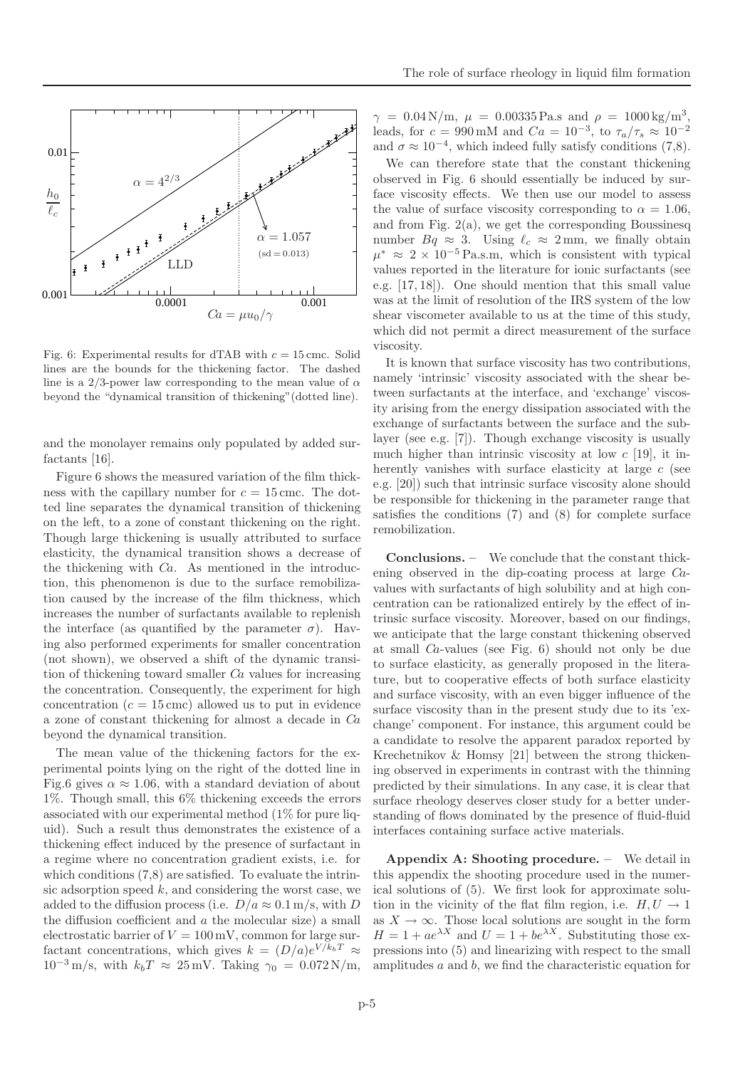Fig. 6: Experimental results for dTAB with $c = 15$ cmc. Solid lines are the bounds for the thickening factor. The dashed line is a 2/3-power law corresponding to the mean value of $\alpha$ beyond the "dynamical transition of thickening" (dotted line).

and the monolayer remains only populated by added surfactants [16].

Figure 6 shows the measured variation of the film thickness with the capillary number for $c = 15$ cmc. The dotted line separates the dynamical transition of thickening on the left, to a zone of constant thickening on the right. Though large thickening is usually attributed to surface elasticity, the dynamical transition shows a decrease of the thickening with $Ca$. As mentioned in the introduction, this phenomenon is due to the surface remobilization caused by the increase of the film thickness, which increases the number of surfactants available to replenish the interface (as quantified by the parameter $\sigma$). Having also performed experiments for smaller concentration (not shown), we observed a shift of the dynamic transition of thickening toward smaller $Ca$ values for increasing the concentration. Consequently, the experiment for high concentration ($c = 15$ cmc) allowed us to put in evidence a zone of constant thickening for almost a decade in $Ca$ beyond the dynamical transition.

The mean value of the thickening factors for the experimental points lying on the right of the dotted line in Fig.6 gives $\alpha \approx 1.06$, with a standard deviation of about 1%. Though small, this 6% thickening exceeds the errors associated with our experimental method (1% for pure liquid). Such a result thus demonstrates the existence of a thickening effect induced by the presence of surfactant in a regime where no concentration gradient exists, i.e. for which conditions (7,8) are satisfied. To evaluate the intrinsic adsorption speed $k$, and considering the worst case, we added to the diffusion process (i.e. $D/a \approx 0.1\,\mathrm{m/s}$, with $D$ the diffusion coefficient and $a$ the molecular size) a small electrostatic barrier of $V = 100\,\mathrm{mV}$, common for large surfactant concentrations, which gives $k = (D/a)e^{V/k_bT} \approx 10^{-3}\,\mathrm{m/s}$, with $k_bT \approx 25\,\mathrm{mV}$. Taking $\gamma_0 = 0.072\,\mathrm{N/m}$, $\gamma = 0.04\,\mathrm{N/m}$, $\mu = 0.00335\,\mathrm{Pa.s}$ and $\rho = 1000\,\mathrm{kg/m^3}$, leads, for $c = 990\,\mathrm{mM}$ and $Ca = 10^{-3}$, to $\tau_a/\tau_s \approx 10^{-2}$ and $\sigma \approx 10^{-4}$, which indeed fully satisfy conditions (7,8).

We can therefore state that the constant thickening observed in Fig. 6 should essentially be induced by surface viscosity effects. We then use our model to assess the value of surface viscosity corresponding to $\alpha = 1.06$, and from Fig. 2(a), we get the corresponding Boussinesq number $Bq \approx 3$. Using $\ell_c \approx 2\,\mathrm{mm}$, we finally obtain $\mu^* \approx 2 \times 10^{-5}\,\mathrm{Pa.s.m}$, which is consistent with typical values reported in the literature for ionic surfactants (see e.g. [17, 18]). One should mention that this small value was at the limit of resolution of the IRS system of the low shear viscometer available to us at the time of this study, which did not permit a direct measurement of the surface viscosity.

It is known that surface viscosity has two contributions, namely 'intrinsic' viscosity associated with the shear between surfactants at the interface, and 'exchange' viscosity arising from the energy dissipation associated with the exchange of surfactants between the surface and the sublayer (see e.g. [7]). Though exchange viscosity is usually much higher than intrinsic viscosity at low $c$ [19], it inherently vanishes with surface elasticity at large $c$ (see e.g. [20]) such that intrinsic surface viscosity alone should be responsible for thickening in the parameter range that satisfies the conditions (7) and (8) for complete surface remobilization.

**Conclusions.** – We conclude that the constant thickening observed in the dip-coating process at large $Ca$-values with surfactants of high solubility and at high concentration can be rationalized entirely by the effect of intrinsic surface viscosity. Moreover, based on our findings, we anticipate that the large constant thickening observed at small $Ca$-values (see Fig. 6) should not only be due to surface elasticity, as generally proposed in the literature, but to cooperative effects of both surface elasticity and surface viscosity, with an even bigger influence of the surface viscosity than in the present study due to its 'exchange' component. For instance, this argument could be a candidate to resolve the apparent paradox reported by Krechetnikov & Homsy [21] between the strong thickening observed in experiments in contrast with the thinning predicted by their simulations. In any case, it is clear that surface rheology deserves closer study for a better understanding of flows dominated by the presence of fluid-fluid interfaces containing surface active materials.

**Appendix A: Shooting procedure.** – We detail in this appendix the shooting procedure used in the numerical solutions of (5). We first look for approximate solution in the vicinity of the flat film region, i.e. $H, U \to 1$ as $X \to \infty$. Those local solutions are sought in the form $H = 1 + ae^{\lambda X}$ and $U = 1 + be^{\lambda X}$. Substituting those expressions into (5) and linearizing with respect to the small amplitudes $a$ and $b$, we find the characteristic equation for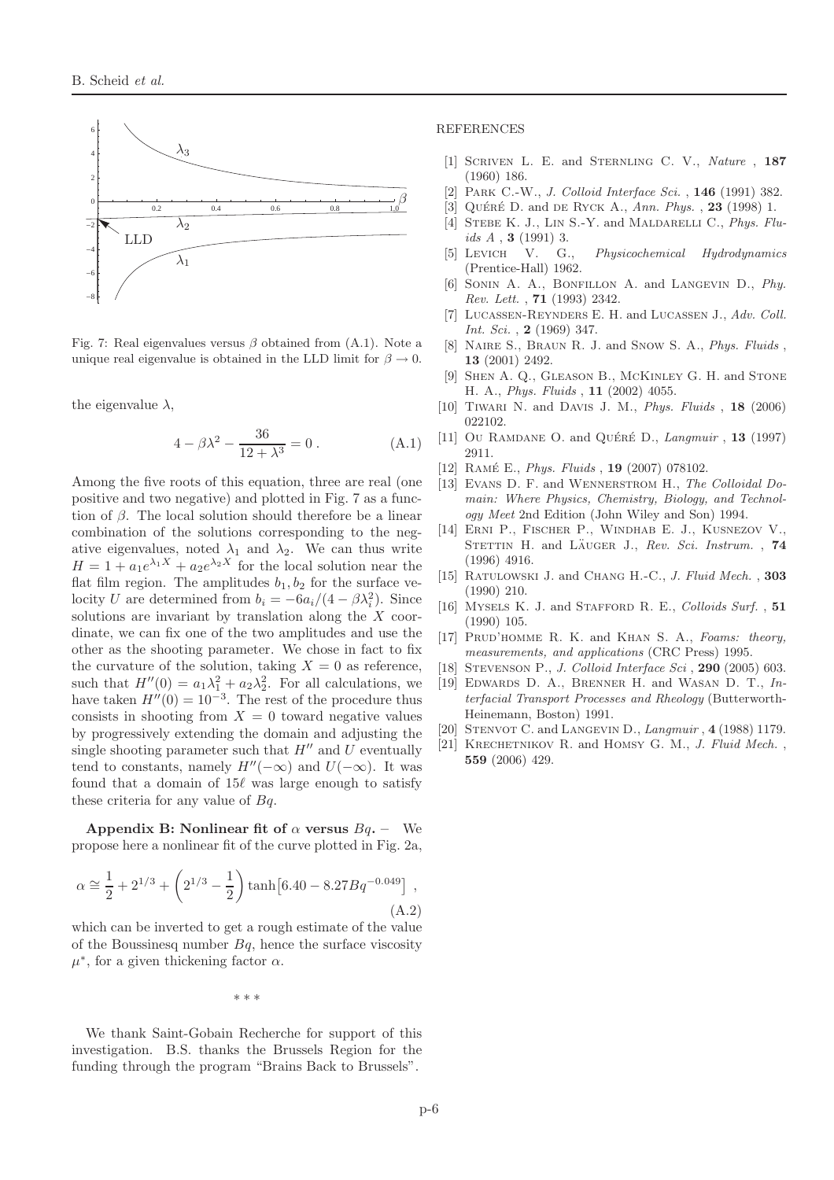6
4
2
0
−2
−4
−6
−8

0.2 0.4 0.6 0.8 1.0

$\lambda_3$

$\beta$

$\lambda_2$

LLD

$\lambda_1$

Fig. 7: Real eigenvalues versus $\beta$ obtained from (A.1). Note a unique real eigenvalue is obtained in the LLD limit for $\beta \to 0$.

the eigenvalue $\lambda$,

$$4 - \beta\lambda^2 - \frac{36}{12 + \lambda^3} = 0\,. \tag{A.1}$$

Among the five roots of this equation, three are real (one positive and two negative) and plotted in Fig. 7 as a function of $\beta$. The local solution should therefore be a linear combination of the solutions corresponding to the negative eigenvalues, noted $\lambda_1$ and $\lambda_2$. We can thus write $H = 1 + a_1 e^{\lambda_1 X} + a_2 e^{\lambda_2 X}$ for the local solution near the flat film region. The amplitudes $b_1, b_2$ for the surface velocity $U$ are determined from $b_i = -6a_i/(4 - \beta\lambda_i^2)$. Since solutions are invariant by translation along the $X$ coordinate, we can fix one of the two amplitudes and use the other as the shooting parameter. We chose in fact to fix the curvature of the solution, taking $X = 0$ as reference, such that $H''(0) = a_1\lambda_1^2 + a_2\lambda_2^2$. For all calculations, we have taken $H''(0) = 10^{-3}$. The rest of the procedure thus consists in shooting from $X = 0$ toward negative values by progressively extending the domain and adjusting the single shooting parameter such that $H''$ and $U$ eventually tend to constants, namely $H''(-\infty)$ and $U(-\infty)$. It was found that a domain of $15\ell$ was large enough to satisfy these criteria for any value of $Bq$.

**Appendix B: Nonlinear fit of $\alpha$ versus $Bq$.** – We propose here a nonlinear fit of the curve plotted in Fig. 2a,

$$\alpha \cong \frac{1}{2} + 2^{1/3} + \left(2^{1/3} - \frac{1}{2}\right)\tanh\left[6.40 - 8.27 Bq^{-0.049}\right]\,, \tag{A.2}$$

which can be inverted to get a rough estimate of the value of the Boussinesq number $Bq$, hence the surface viscosity $\mu^*$, for a given thickening factor $\alpha$.

\* \* \*

We thank Saint-Gobain Recherche for support of this investigation. B.S. thanks the Brussels Region for the funding through the program "Brains Back to Brussels".

REFERENCES

[1] Scriven L. E. and Sternling C. V., *Nature* , **187** (1960) 186.

[2] Park C.-W., *J. Colloid Interface Sci.* , **146** (1991) 382.

[3] Quéré D. and de Ryck A., *Ann. Phys.* , **23** (1998) 1.

[4] Stebe K. J., Lin S.-Y. and Maldarelli C., *Phys. Fluids A* , **3** (1991) 3.

[5] Levich V. G., *Physicochemical Hydrodynamics* (Prentice-Hall) 1962.

[6] Sonin A. A., Bonfillon A. and Langevin D., *Phy. Rev. Lett.* , **71** (1993) 2342.

[7] Lucassen-Reynders E. H. and Lucassen J., *Adv. Coll. Int. Sci.* , **2** (1969) 347.

[8] Naire S., Braun R. J. and Snow S. A., *Phys. Fluids* , **13** (2001) 2492.

[9] Shen A. Q., Gleason B., McKinley G. H. and Stone H. A., *Phys. Fluids* , **11** (2002) 4055.

[10] Tiwari N. and Davis J. M., *Phys. Fluids* , **18** (2006) 022102.

[11] Ou Ramdane O. and Quéré D., *Langmuir* , **13** (1997) 2911.

[12] Ramé E., *Phys. Fluids* , **19** (2007) 078102.

[13] Evans D. F. and Wennerstrom H., *The Colloidal Domain: Where Physics, Chemistry, Biology, and Technology Meet* 2nd Edition (John Wiley and Son) 1994.

[14] Erni P., Fischer P., Windhab E. J., Kusnezov V., Stettin H. and Läuger J., *Rev. Sci. Instrum.* , **74** (1996) 4916.

[15] Ratulowski J. and Chang H.-C., *J. Fluid Mech.* , **303** (1990) 210.

[16] Mysels K. J. and Stafford R. E., *Colloids Surf.* , **51** (1990) 105.

[17] Prud'homme R. K. and Khan S. A., *Foams: theory, measurements, and applications* (CRC Press) 1995.

[18] Stevenson P., *J. Colloid Interface Sci* , **290** (2005) 603.

[19] Edwards D. A., Brenner H. and Wasan D. T., *Interfacial Transport Processes and Rheology* (Butterworth-Heinemann, Boston) 1991.

[20] Stenvot C. and Langevin D., *Langmuir* , **4** (1988) 1179.

[21] Krechetnikov R. and Homsy G. M., *J. Fluid Mech.* , **559** (2006) 429.